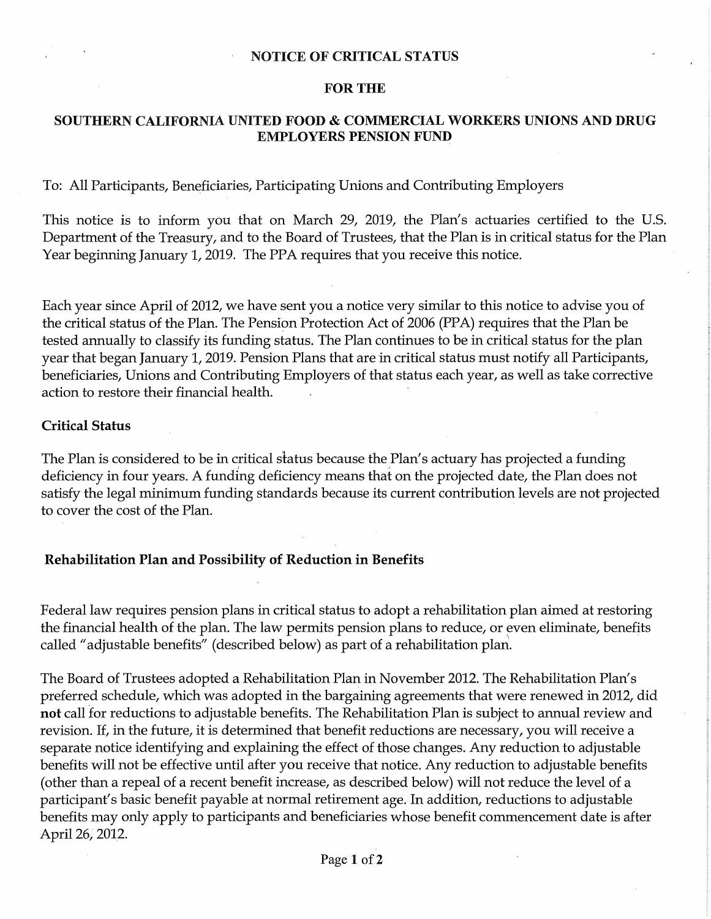# NOTICE OF CRITICAL STATUS

## FOR THE

## SOUTHERN CALIFORNIA UNITED FOOD & COMMERCIAL WORKERS UNIONS AND DRUG EMPLOYERS PENSION FUND

To: All Participants, Beneficiaries, Participating Unions and Contributing Employers

This notice is to inform you that on March 29, 2019, the Plan's actuaries certified to the U.S. Department of the Treasury, and to the Board of Trustees, that the Plan is in critical status for the Plan Year beginning January 1, 2019. The PPA requires that you receive this notice.

Each year since April of 2012, we have sent you a notice very similar to this notice to advise you of the critical status of the Plan. The Pension Protection Act of 2006 (PPA) requires that the Plan be tested annually to classify its funding status. The Plan continues to be in critical status for the plan year that began January 1, 2019. Pension Plans that are in critical status must notify all Participants, beneficiaries, Unions and Contributing Employers of that status each year, as well as take corrective action to restore their financial health.

### Critical Status

The Plan is considered to be in critical status because the Plan's actuary has projected a funding deficiency in four years. A funding deficiency means that on the projected date, the Plan does not satisfy the legal minimum funding standards because its current contribution levels are not projected to cover the cost of the Plan.

### Rehabilitation Plan and Possibility of Reduction in Benefits

Federal law requires pension plans in critical status to adopt a rehabilitation plan aimed at restoring the financial health of the plan. The law permits pension plans to reduce, or even eliminate, benefits called "adjustable benefits" (described below) as part of a rehabilitation plan.

The Board of Trustees adopted a Rehabilitation Plan in November 2012. The Rehabilitation Plan's preferred schedule, which was adopted in the bargaining agreements that were renewed in 2012, did **not** call for reductions to adjustable benefits. The Rehabilitation Plan is subject to annual review and revision. If, in the future, it is determined that benefit reductions are necessary, you will receive a separate notice identifying and explaining the effect of those changes. Any reduction to adjustable benefits will not be effective until after you receive that notice. Any reduction to adjustable benefits (other than a repeal of a recent benefit increase, as described below) will not reduce the level of a participant's basic benefit payable at normal retirement age. In addition, reductions to adjustable benefits may only apply to participants and beneficiaries whose benefit commencement date is after April 26, 2012.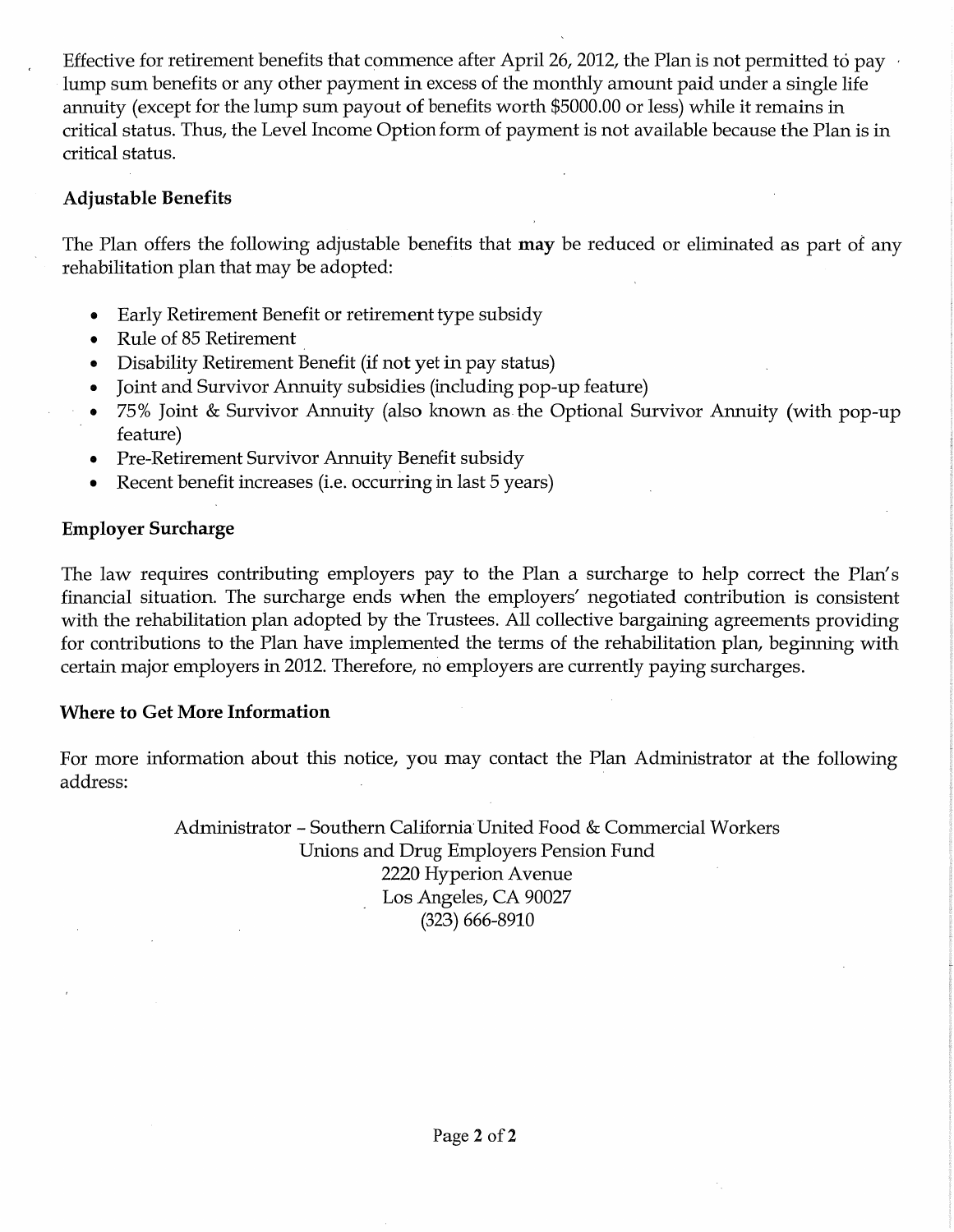Effective for retirement benefits that commence after April 26, 2012, the Plan is not permitted to pay lump sum benefits or any other payment in excess of the monthly amount paid under a single life annuity (except for the lump sum payout of benefits worth $5000.00 or less) while it remains in critical status. Thus, the Level Income Option form of payment is not available because the Plan is in critical status.

### Adjustable Benefits

The Plan offers the following adjustable benefits that **may** be reduced or eliminated as part of any rehabilitation plan that may be adopted:

- Early Retirement Benefit or retirement type subsidy
- Rule of 85 Retirement
- Disability Retirement Benefit (if not yet in pay status)
- Joint and Survivor Annuity subsidies (including pop-up feature)
- 75% Joint & Survivor Annuity (also known as the Optional Survivor Annuity (with pop-up feature)
- Pre-Retirement Survivor Annuity Benefit subsidy
- Recent benefit increases (i.e. occurring in last 5 years)

### Employer Surcharge

The law requires contributing employers pay to the Plan a surcharge to help correct the Plan's financial situation. The surcharge ends when the employers' negotiated contribution is consistent with the rehabilitation plan adopted by the Trustees. All collective bargaining agreements providing for contributions to the Plan have implemented the terms of the rehabilitation plan, beginning with certain major employers in 2012. Therefore, no employers are currently paying surcharges.

### Where to Get More Information

For more information about this notice, you may contact the Plan Administrator at the following address:

Administrator – Southern California United Food & Commercial Workers
Unions and Drug Employers Pension Fund
2220 Hyperion Avenue
Los Angeles, CA 90027
(323) 666-8910